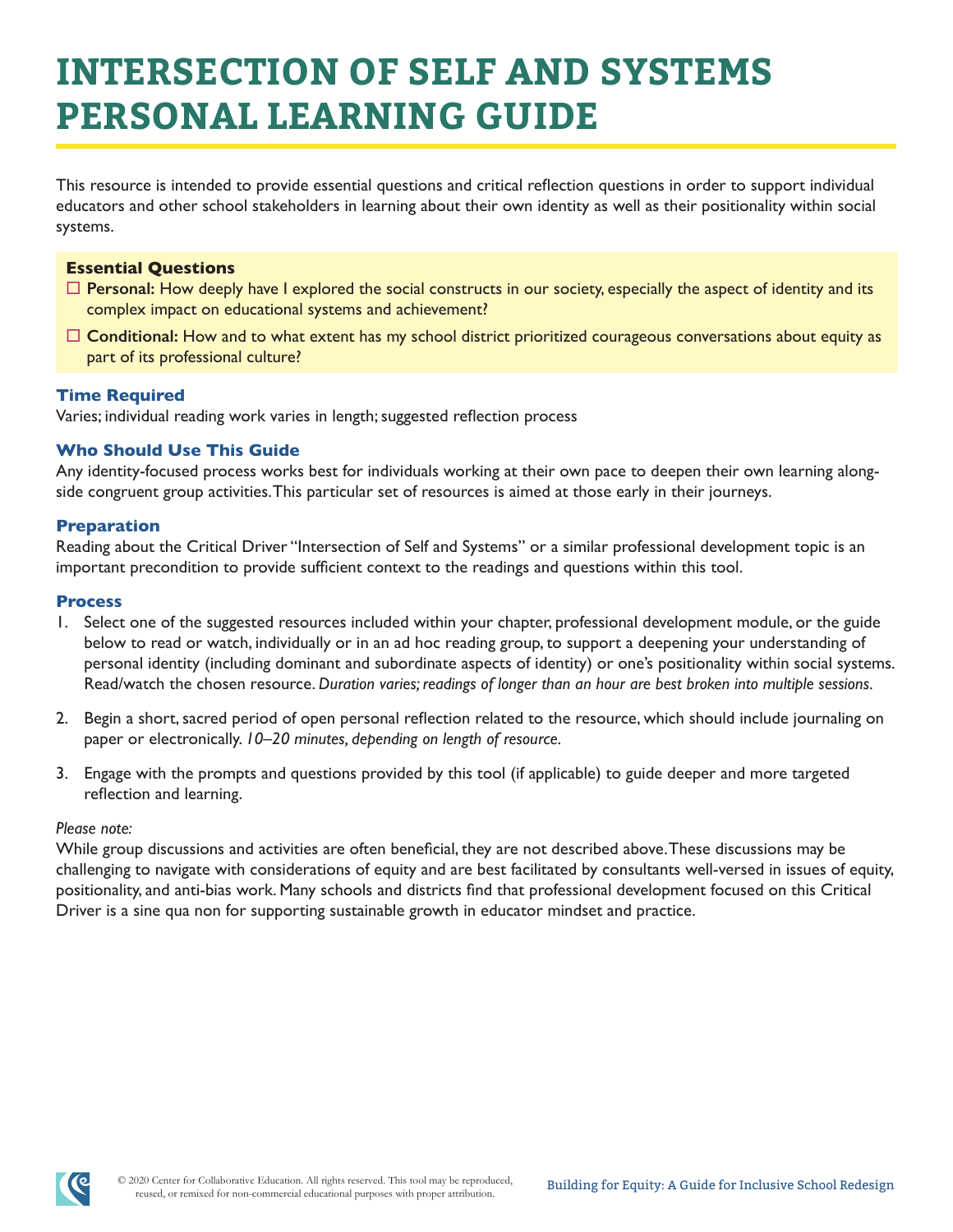# INTERSECTION OF SELF AND SYSTEMS PERSONAL LEARNING GUIDE

This resource is intended to provide essential questions and critical reflection questions in order to support individual educators and other school stakeholders in learning about their own identity as well as their positionality within social systems.

**Essential Questions**

- ☐ **Personal:** How deeply have I explored the social constructs in our society, especially the aspect of identity and its complex impact on educational systems and achievement?
- ☐ **Conditional:** How and to what extent has my school district prioritized courageous conversations about equity as part of its professional culture?

### Time Required

Varies; individual reading work varies in length; suggested reflection process

### Who Should Use This Guide

Any identity-focused process works best for individuals working at their own pace to deepen their own learning alongside congruent group activities. This particular set of resources is aimed at those early in their journeys.

### Preparation

Reading about the Critical Driver "Intersection of Self and Systems" or a similar professional development topic is an important precondition to provide sufficient context to the readings and questions within this tool.

### Process

1. Select one of the suggested resources included within your chapter, professional development module, or the guide below to read or watch, individually or in an ad hoc reading group, to support a deepening your understanding of personal identity (including dominant and subordinate aspects of identity) or one's positionality within social systems. Read/watch the chosen resource. *Duration varies; readings of longer than an hour are best broken into multiple sessions.*
2. Begin a short, sacred period of open personal reflection related to the resource, which should include journaling on paper or electronically. *10–20 minutes, depending on length of resource.*
3. Engage with the prompts and questions provided by this tool (if applicable) to guide deeper and more targeted reflection and learning.

*Please note:*

While group discussions and activities are often beneficial, they are not described above. These discussions may be challenging to navigate with considerations of equity and are best facilitated by consultants well-versed in issues of equity, positionality, and anti-bias work. Many schools and districts find that professional development focused on this Critical Driver is a sine qua non for supporting sustainable growth in educator mindset and practice.

© 2020 Center for Collaborative Education. All rights reserved. This tool may be reproduced, reused, or remixed for non-commercial educational purposes with proper attribution.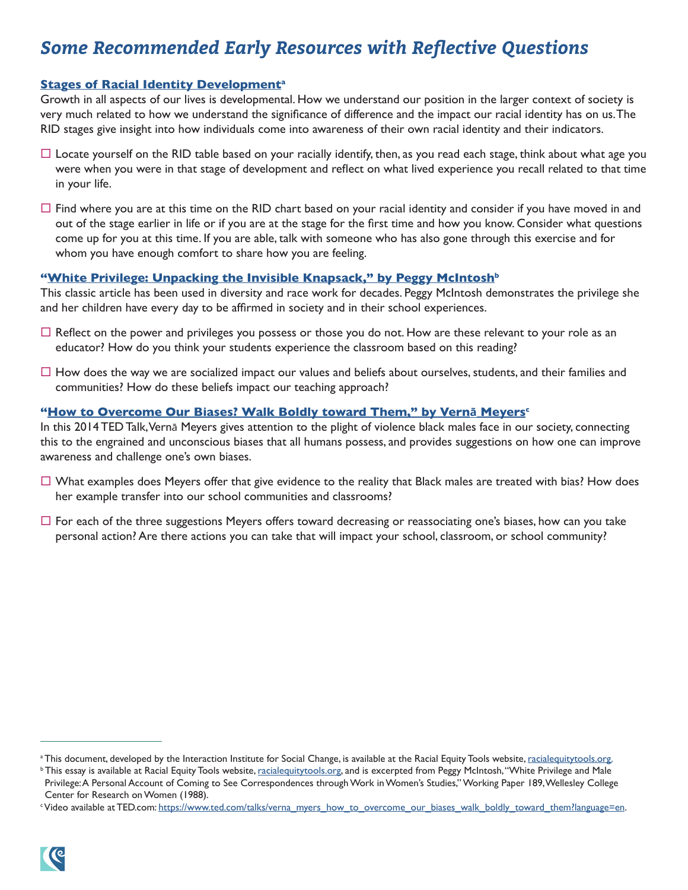# Some Recommended Early Resources with Reflective Questions

### Stages of Racial Identity Development[a]

Growth in all aspects of our lives is developmental. How we understand our position in the larger context of society is very much related to how we understand the significance of difference and the impact our racial identity has on us. The RID stages give insight into how individuals come into awareness of their own racial identity and their indicators.

- ☐ Locate yourself on the RID table based on your racially identify, then, as you read each stage, think about what age you were when you were in that stage of development and reflect on what lived experience you recall related to that time in your life.
- ☐ Find where you are at this time on the RID chart based on your racial identity and consider if you have moved in and out of the stage earlier in life or if you are at the stage for the first time and how you know. Consider what questions come up for you at this time. If you are able, talk with someone who has also gone through this exercise and for whom you have enough comfort to share how you are feeling.

### "White Privilege: Unpacking the Invisible Knapsack," by Peggy McIntosh[b]

This classic article has been used in diversity and race work for decades. Peggy McIntosh demonstrates the privilege she and her children have every day to be affirmed in society and in their school experiences.

- ☐ Reflect on the power and privileges you possess or those you do not. How are these relevant to your role as an educator? How do you think your students experience the classroom based on this reading?
- ☐ How does the way we are socialized impact our values and beliefs about ourselves, students, and their families and communities? How do these beliefs impact our teaching approach?

### "How to Overcome Our Biases? Walk Boldly toward Them," by Vernā Meyers[c]

In this 2014 TED Talk, Vernā Meyers gives attention to the plight of violence black males face in our society, connecting this to the engrained and unconscious biases that all humans possess, and provides suggestions on how one can improve awareness and challenge one's own biases.

- ☐ What examples does Meyers offer that give evidence to the reality that Black males are treated with bias? How does her example transfer into our school communities and classrooms?
- ☐ For each of the three suggestions Meyers offers toward decreasing or reassociating one's biases, how can you take personal action? Are there actions you can take that will impact your school, classroom, or school community?

---

[a] This document, developed by the Interaction Institute for Social Change, is available at the Racial Equity Tools website, racialequitytools.org.

[b] This essay is available at Racial Equity Tools website, racialequitytools.org, and is excerpted from Peggy McIntosh, "White Privilege and Male Privilege: A Personal Account of Coming to See Correspondences through Work in Women's Studies," Working Paper 189, Wellesley College Center for Research on Women (1988).

[c] Video available at TED.com: https://www.ted.com/talks/verna_myers_how_to_overcome_our_biases_walk_boldly_toward_them?language=en.